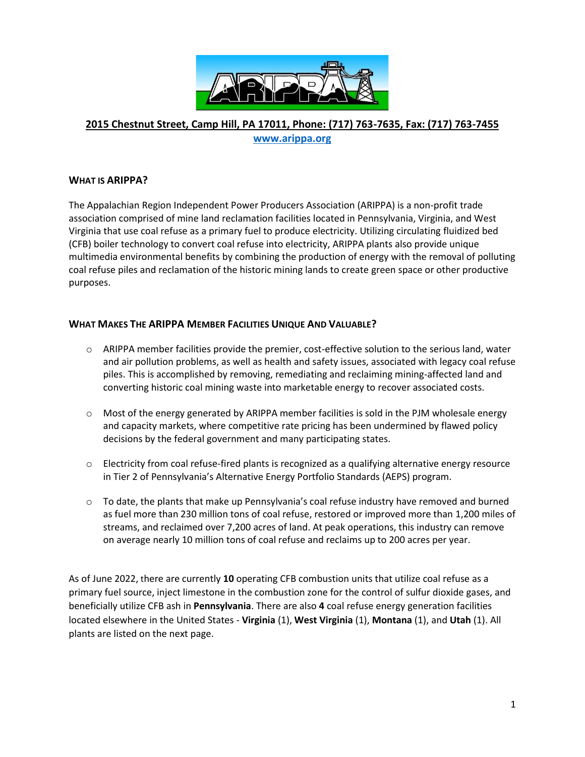**2015 Chestnut Street, Camp Hill, PA 17011, Phone: (717) 763-7635, Fax: (717) 763-7455**

[www.arippa.org](http://www.arippa.org)

## WHAT IS ARIPPA?

The Appalachian Region Independent Power Producers Association (ARIPPA) is a non-profit trade association comprised of mine land reclamation facilities located in Pennsylvania, Virginia, and West Virginia that use coal refuse as a primary fuel to produce electricity. Utilizing circulating fluidized bed (CFB) boiler technology to convert coal refuse into electricity, ARIPPA plants also provide unique multimedia environmental benefits by combining the production of energy with the removal of polluting coal refuse piles and reclamation of the historic mining lands to create green space or other productive purposes.

## WHAT MAKES THE ARIPPA MEMBER FACILITIES UNIQUE AND VALUABLE?

- ARIPPA member facilities provide the premier, cost-effective solution to the serious land, water and air pollution problems, as well as health and safety issues, associated with legacy coal refuse piles. This is accomplished by removing, remediating and reclaiming mining-affected land and converting historic coal mining waste into marketable energy to recover associated costs.

- Most of the energy generated by ARIPPA member facilities is sold in the PJM wholesale energy and capacity markets, where competitive rate pricing has been undermined by flawed policy decisions by the federal government and many participating states.

- Electricity from coal refuse-fired plants is recognized as a qualifying alternative energy resource in Tier 2 of Pennsylvania's Alternative Energy Portfolio Standards (AEPS) program.

- To date, the plants that make up Pennsylvania's coal refuse industry have removed and burned as fuel more than 230 million tons of coal refuse, restored or improved more than 1,200 miles of streams, and reclaimed over 7,200 acres of land. At peak operations, this industry can remove on average nearly 10 million tons of coal refuse and reclaims up to 200 acres per year.

As of June 2022, there are currently **10** operating CFB combustion units that utilize coal refuse as a primary fuel source, inject limestone in the combustion zone for the control of sulfur dioxide gases, and beneficially utilize CFB ash in **Pennsylvania**. There are also **4** coal refuse energy generation facilities located elsewhere in the United States - **Virginia** (1), **West Virginia** (1), **Montana** (1), and **Utah** (1). All plants are listed on the next page.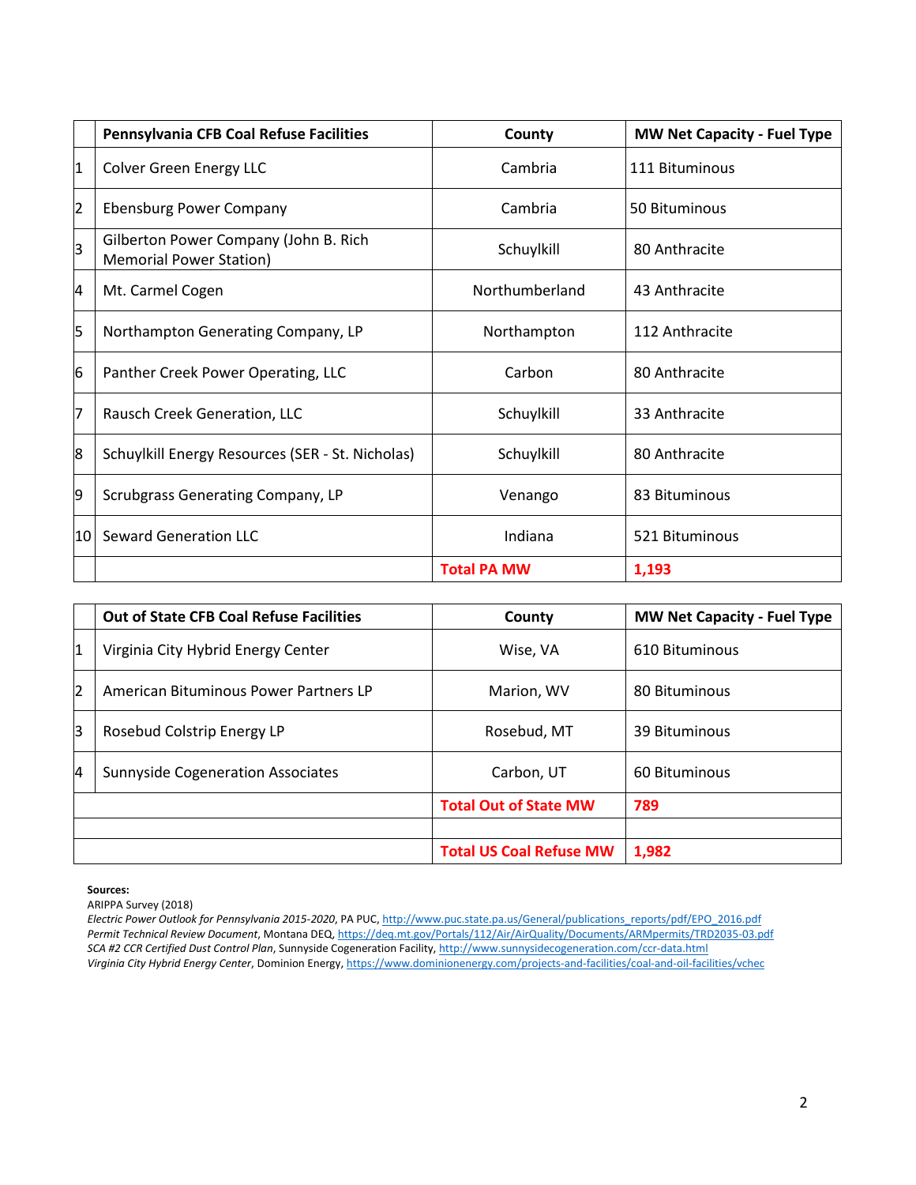| | Pennsylvania CFB Coal Refuse Facilities | County | MW Net Capacity - Fuel Type |
|---|---|---|---|
| 1 | Colver Green Energy LLC | Cambria | 111 Bituminous |
| 2 | Ebensburg Power Company | Cambria | 50 Bituminous |
| 3 | Gilberton Power Company (John B. Rich Memorial Power Station) | Schuylkill | 80 Anthracite |
| 4 | Mt. Carmel Cogen | Northumberland | 43 Anthracite |
| 5 | Northampton Generating Company, LP | Northampton | 112 Anthracite |
| 6 | Panther Creek Power Operating, LLC | Carbon | 80 Anthracite |
| 7 | Rausch Creek Generation, LLC | Schuylkill | 33 Anthracite |
| 8 | Schuylkill Energy Resources (SER - St. Nicholas) | Schuylkill | 80 Anthracite |
| 9 | Scrubgrass Generating Company, LP | Venango | 83 Bituminous |
| 10 | Seward Generation LLC | Indiana | 521 Bituminous |
| | | **Total PA MW** | **1,193** |

| | Out of State CFB Coal Refuse Facilities | County | MW Net Capacity - Fuel Type |
|---|---|---|---|
| 1 | Virginia City Hybrid Energy Center | Wise, VA | 610 Bituminous |
| 2 | American Bituminous Power Partners LP | Marion, WV | 80 Bituminous |
| 3 | Rosebud Colstrip Energy LP | Rosebud, MT | 39 Bituminous |
| 4 | Sunnyside Cogeneration Associates | Carbon, UT | 60 Bituminous |
| | | **Total Out of State MW** | **789** |
| | | | |
| | | **Total US Coal Refuse MW** | **1,982** |

**Sources:**
ARIPPA Survey (2018)
*Electric Power Outlook for Pennsylvania 2015-2020*, PA PUC, http://www.puc.state.pa.us/General/publications_reports/pdf/EPO_2016.pdf
*Permit Technical Review Document*, Montana DEQ, https://deq.mt.gov/Portals/112/Air/AirQuality/Documents/ARMpermits/TRD2035-03.pdf
*SCA #2 CCR Certified Dust Control Plan*, Sunnyside Cogeneration Facility, http://www.sunnysidecogeneration.com/ccr-data.html
*Virginia City Hybrid Energy Center*, Dominion Energy, https://www.dominionenergy.com/projects-and-facilities/coal-and-oil-facilities/vchec